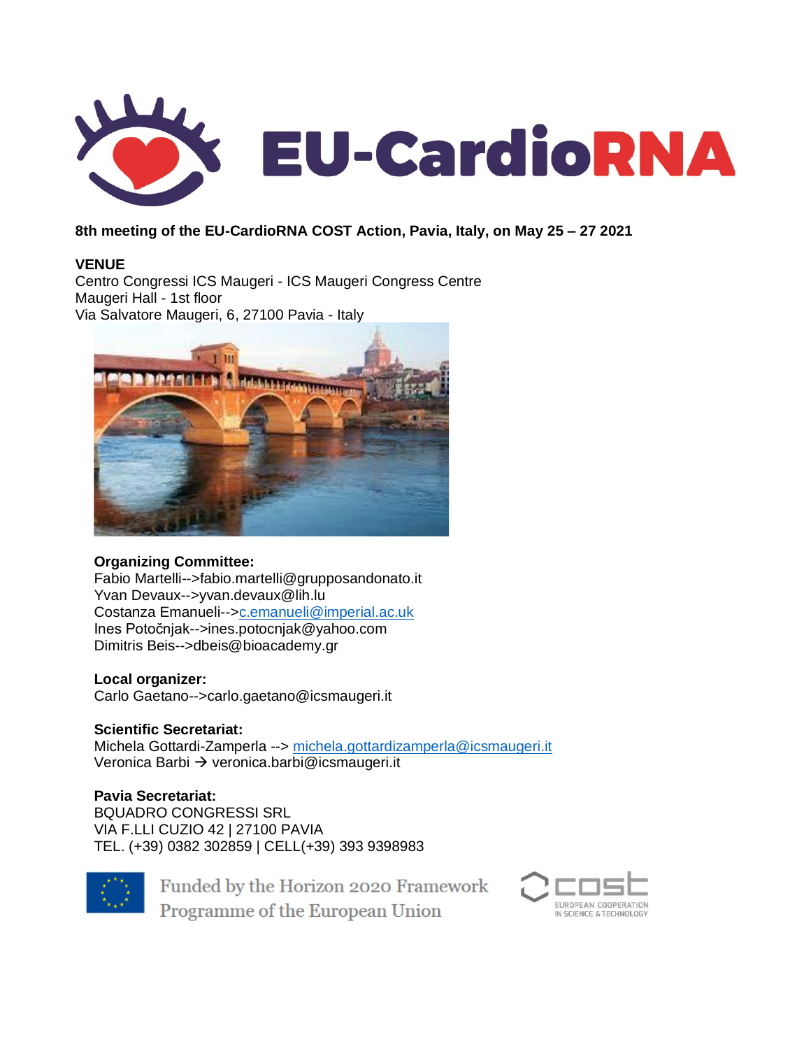# EU-CardioRNA

**8th meeting of the EU-CardioRNA COST Action, Pavia, Italy, on May 25 – 27 2021**

**VENUE**

Centro Congressi ICS Maugeri - ICS Maugeri Congress Centre
Maugeri Hall - 1st floor
Via Salvatore Maugeri, 6, 27100 Pavia - Italy

**Organizing Committee:**

Fabio Martelli-->fabio.martelli@grupposandonato.it
Yvan Devaux-->yvan.devaux@lih.lu
Costanza Emanueli-->c.emanueli@imperial.ac.uk
Ines Potočnjak-->ines.potocnjak@yahoo.com
Dimitris Beis-->dbeis@bioacademy.gr

**Local organizer:**

Carlo Gaetano-->carlo.gaetano@icsmaugeri.it

**Scientific Secretariat:**

Michela Gottardi-Zamperla --> michela.gottardizamperla@icsmaugeri.it
Veronica Barbi → veronica.barbi@icsmaugeri.it

**Pavia Secretariat:**

BQUADRO CONGRESSI SRL
VIA F.LLI CUZIO 42 | 27100 PAVIA
TEL. (+39) 0382 302859 | CELL(+39) 393 9398983

Funded by the Horizon 2020 Framework Programme of the European Union

cost EUROPEAN COOPERATION IN SCIENCE & TECHNOLOGY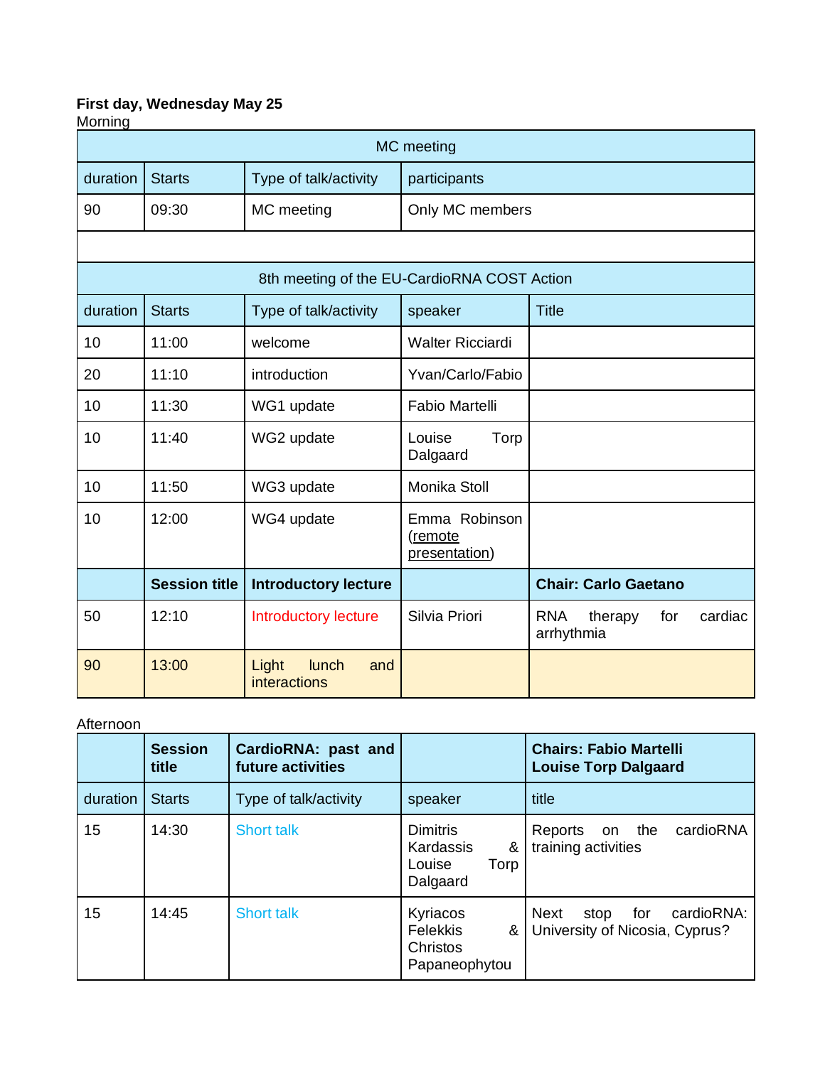**First day, Wednesday May 25**
Morning

| MC meeting | | | |
|---|---|---|---|
| duration | Starts | Type of talk/activity | participants |
| 90 | 09:30 | MC meeting | Only MC members |

| 8th meeting of the EU-CardioRNA COST Action | | | | |
|---|---|---|---|---|
| duration | Starts | Type of talk/activity | speaker | Title |
| 10 | 11:00 | welcome | Walter Ricciardi | |
| 20 | 11:10 | introduction | Yvan/Carlo/Fabio | |
| 10 | 11:30 | WG1 update | Fabio Martelli | |
| 10 | 11:40 | WG2 update | Louise Torp Dalgaard | |
| 10 | 11:50 | WG3 update | Monika Stoll | |
| 10 | 12:00 | WG4 update | Emma Robinson (remote presentation) | |
| | **Session title** | **Introductory lecture** | | **Chair: Carlo Gaetano** |
| 50 | 12:10 | Introductory lecture | Silvia Priori | RNA therapy for cardiac arrhythmia |
| 90 | 13:00 | Light lunch and interactions | | |

Afternoon

| | **Session title** | **CardioRNA: past and future activities** | | **Chairs: Fabio Martelli Louise Torp Dalgaard** |
|---|---|---|---|---|
| duration | Starts | Type of talk/activity | speaker | title |
| 15 | 14:30 | Short talk | Dimitris Kardassis & Louise Torp Dalgaard | Reports on the cardioRNA training activities |
| 15 | 14:45 | Short talk | Kyriacos Felekkis & Christos Papaneophytou | Next stop for cardioRNA: University of Nicosia, Cyprus? |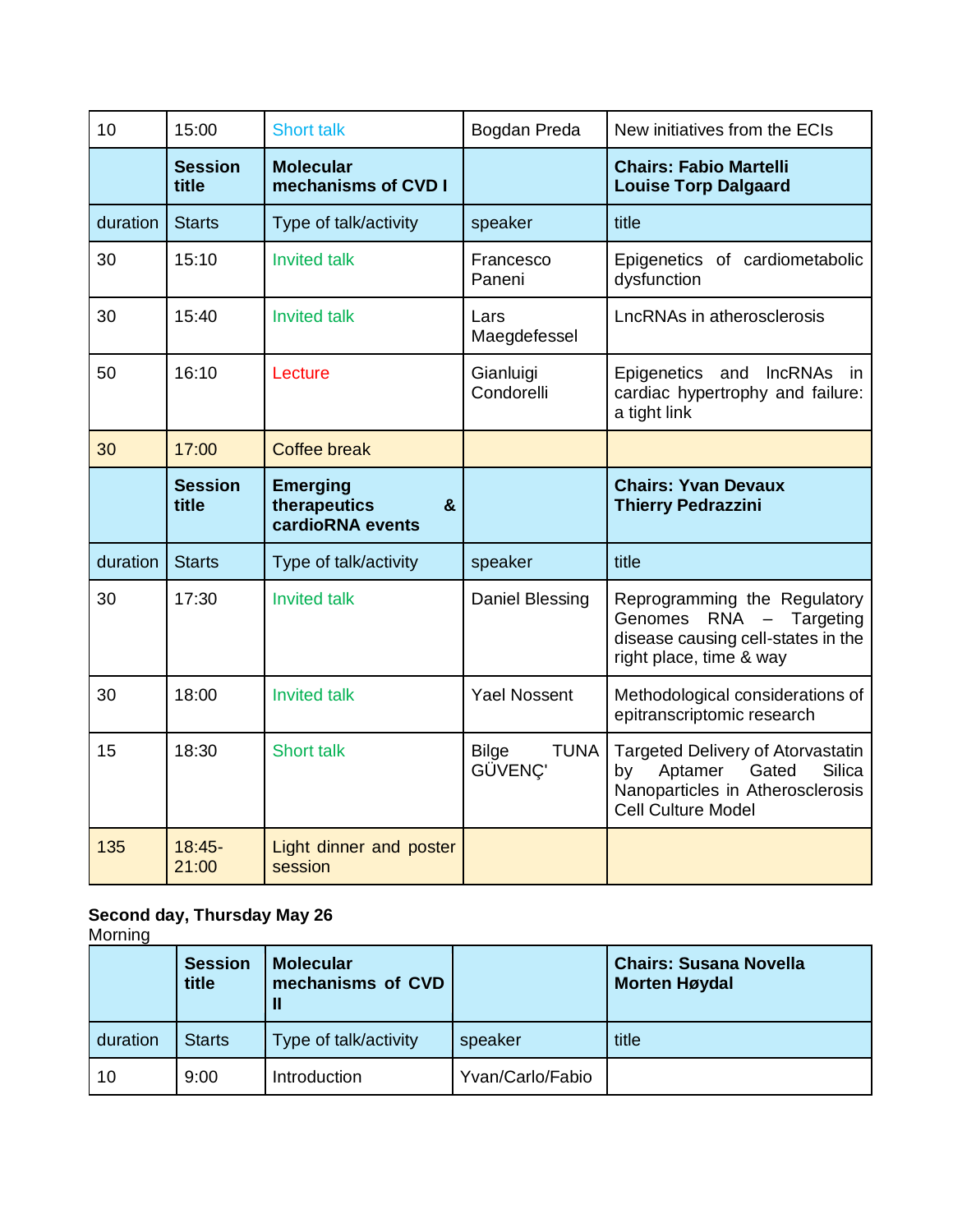| 10 | 15:00 | Short talk | Bogdan Preda | New initiatives from the ECIs |
|---|---|---|---|---|
| | **Session title** | **Molecular mechanisms of CVD I** | | **Chairs: Fabio Martelli Louise Torp Dalgaard** |
| duration | Starts | Type of talk/activity | speaker | title |
| 30 | 15:10 | Invited talk | Francesco Paneni | Epigenetics of cardiometabolic dysfunction |
| 30 | 15:40 | Invited talk | Lars Maegdefessel | LncRNAs in atherosclerosis |
| 50 | 16:10 | Lecture | Gianluigi Condorelli | Epigenetics and lncRNAs in cardiac hypertrophy and failure: a tight link |
| 30 | 17:00 | Coffee break | | |
| | **Session title** | **Emerging therapeutics & cardioRNA events** | | **Chairs: Yvan Devaux Thierry Pedrazzini** |
| duration | Starts | Type of talk/activity | speaker | title |
| 30 | 17:30 | Invited talk | Daniel Blessing | Reprogramming the Regulatory Genomes RNA – Targeting disease causing cell-states in the right place, time & way |
| 30 | 18:00 | Invited talk | Yael Nossent | Methodological considerations of epitranscriptomic research |
| 15 | 18:30 | Short talk | Bilge TUNA GÜVENÇ' | Targeted Delivery of Atorvastatin by Aptamer Gated Silica Nanoparticles in Atherosclerosis Cell Culture Model |
| 135 | 18:45-21:00 | Light dinner and poster session | | |

**Second day, Thursday May 26**

Morning

| | **Session title** | **Molecular mechanisms of CVD II** | | **Chairs: Susana Novella Morten Høydal** |
|---|---|---|---|---|
| duration | Starts | Type of talk/activity | speaker | title |
| 10 | 9:00 | Introduction | Yvan/Carlo/Fabio | |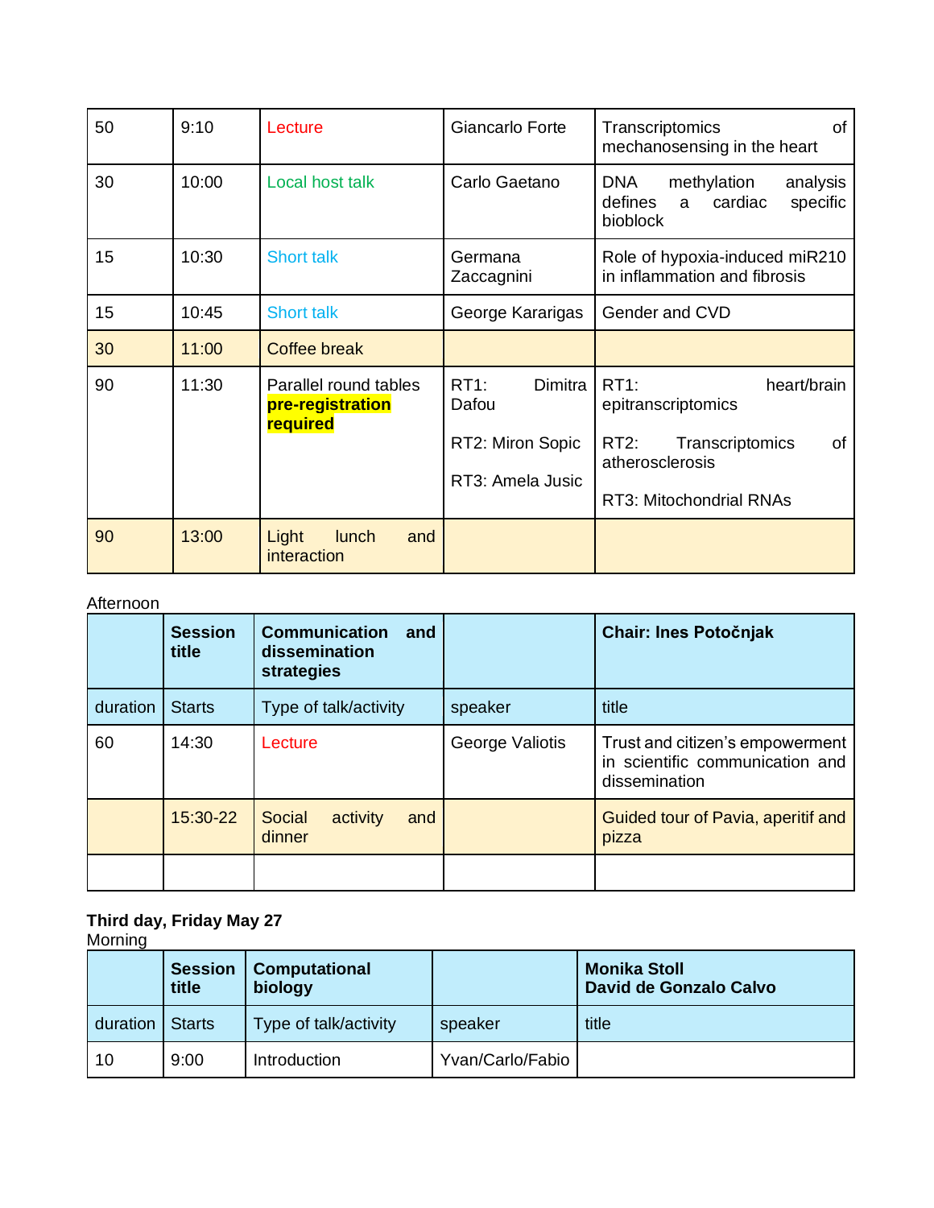| 50 | 9:10 | Lecture | Giancarlo Forte | Transcriptomics of mechanosensing in the heart |
|---|---|---|---|---|
| 30 | 10:00 | Local host talk | Carlo Gaetano | DNA methylation analysis defines a cardiac specific bioblock |
| 15 | 10:30 | Short talk | Germana Zaccagnini | Role of hypoxia-induced miR210 in inflammation and fibrosis |
| 15 | 10:45 | Short talk | George Kararigas | Gender and CVD |
| 30 | 11:00 | Coffee break | | |
| 90 | 11:30 | Parallel round tables **pre-registration required** | RT1: Dimitra Dafou<br><br>RT2: Miron Sopic<br><br>RT3: Amela Jusic | RT1: heart/brain epitranscriptomics<br><br>RT2: Transcriptomics of atherosclerosis<br><br>RT3: Mitochondrial RNAs |
| 90 | 13:00 | Light lunch and interaction | | |

Afternoon

| | **Session title** | **Communication and dissemination strategies** | | **Chair: Ines Potočnjak** |
|---|---|---|---|---|
| duration | Starts | Type of talk/activity | speaker | title |
| 60 | 14:30 | Lecture | George Valiotis | Trust and citizen's empowerment in scientific communication and dissemination |
| | 15:30-22 | Social activity and dinner | | Guided tour of Pavia, aperitif and pizza |
| | | | | |

**Third day, Friday May 27**

Morning

| | **Session title** | **Computational biology** | | **Monika Stoll**<br>**David de Gonzalo Calvo** |
|---|---|---|---|---|
| duration | Starts | Type of talk/activity | speaker | title |
| 10 | 9:00 | Introduction | Yvan/Carlo/Fabio | |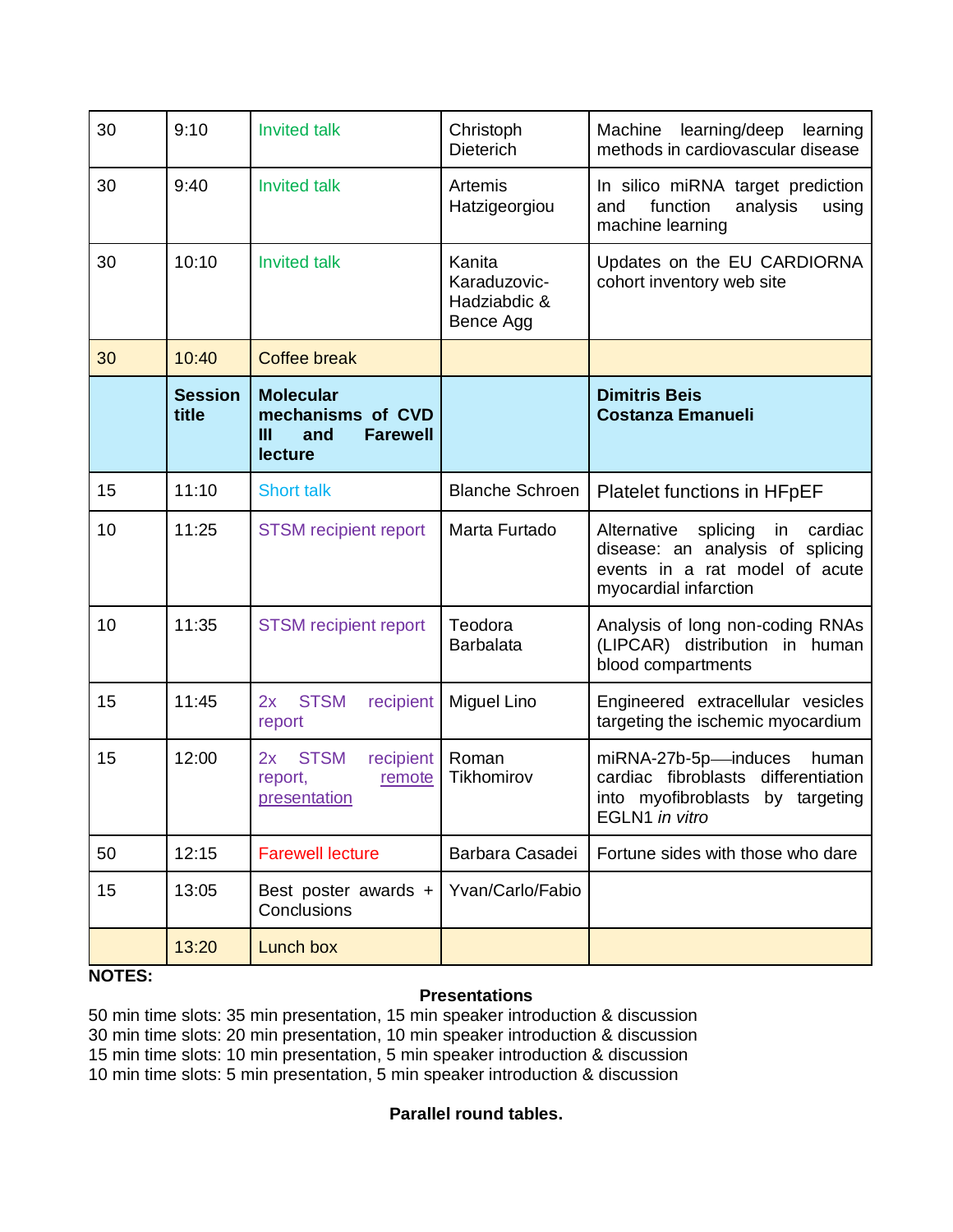| 30 | 9:10 | Invited talk | Christoph Dieterich | Machine learning/deep learning methods in cardiovascular disease |
|---|---|---|---|---|
| 30 | 9:40 | Invited talk | Artemis Hatzigeorgiou | In silico miRNA target prediction and function analysis using machine learning |
| 30 | 10:10 | Invited talk | Kanita Karaduzovic-Hadziabdic & Bence Agg | Updates on the EU CARDIORNA cohort inventory web site |
| 30 | 10:40 | Coffee break | | |
| | **Session title** | **Molecular mechanisms of CVD III and Farewell lecture** | | **Dimitris Beis Costanza Emanueli** |
| 15 | 11:10 | Short talk | Blanche Schroen | Platelet functions in HFpEF |
| 10 | 11:25 | STSM recipient report | Marta Furtado | Alternative splicing in cardiac disease: an analysis of splicing events in a rat model of acute myocardial infarction |
| 10 | 11:35 | STSM recipient report | Teodora Barbalata | Analysis of long non-coding RNAs (LIPCAR) distribution in human blood compartments |
| 15 | 11:45 | 2x STSM recipient report | Miguel Lino | Engineered extracellular vesicles targeting the ischemic myocardium |
| 15 | 12:00 | 2x STSM recipient report, remote presentation | Roman Tikhomirov | miRNA-27b-5p—induces human cardiac fibroblasts differentiation into myofibroblasts by targeting EGLN1 *in vitro* |
| 50 | 12:15 | Farewell lecture | Barbara Casadei | Fortune sides with those who dare |
| 15 | 13:05 | Best poster awards + Conclusions | Yvan/Carlo/Fabio | |
| | 13:20 | Lunch box | | |

**NOTES:**

**Presentations**

50 min time slots: 35 min presentation, 15 min speaker introduction & discussion
30 min time slots: 20 min presentation, 10 min speaker introduction & discussion
15 min time slots: 10 min presentation, 5 min speaker introduction & discussion
10 min time slots: 5 min presentation, 5 min speaker introduction & discussion

**Parallel round tables.**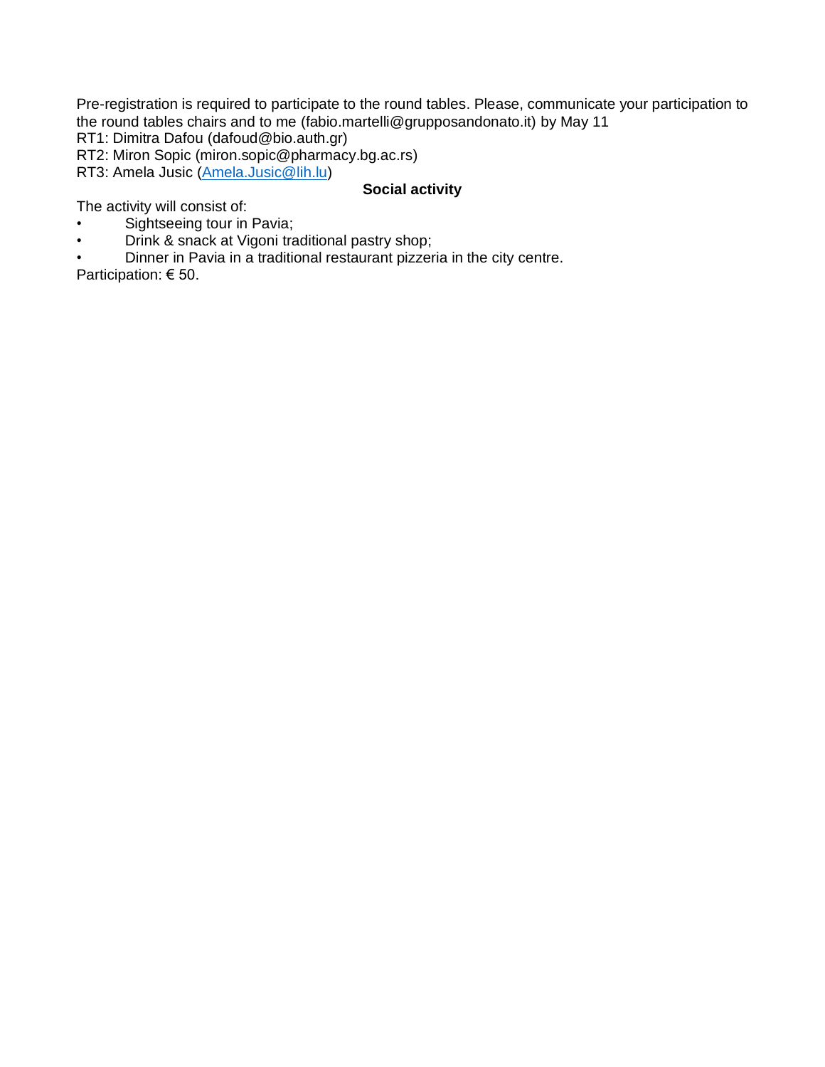Pre-registration is required to participate to the round tables. Please, communicate your participation to the round tables chairs and to me (fabio.martelli@grupposandonato.it) by May 11

RT1: Dimitra Dafou (dafoud@bio.auth.gr)

RT2: Miron Sopic (miron.sopic@pharmacy.bg.ac.rs)

RT3: Amela Jusic (Amela.Jusic@lih.lu)

**Social activity**

The activity will consist of:

- Sightseeing tour in Pavia;
- Drink & snack at Vigoni traditional pastry shop;
- Dinner in Pavia in a traditional restaurant pizzeria in the city centre.

Participation: € 50.